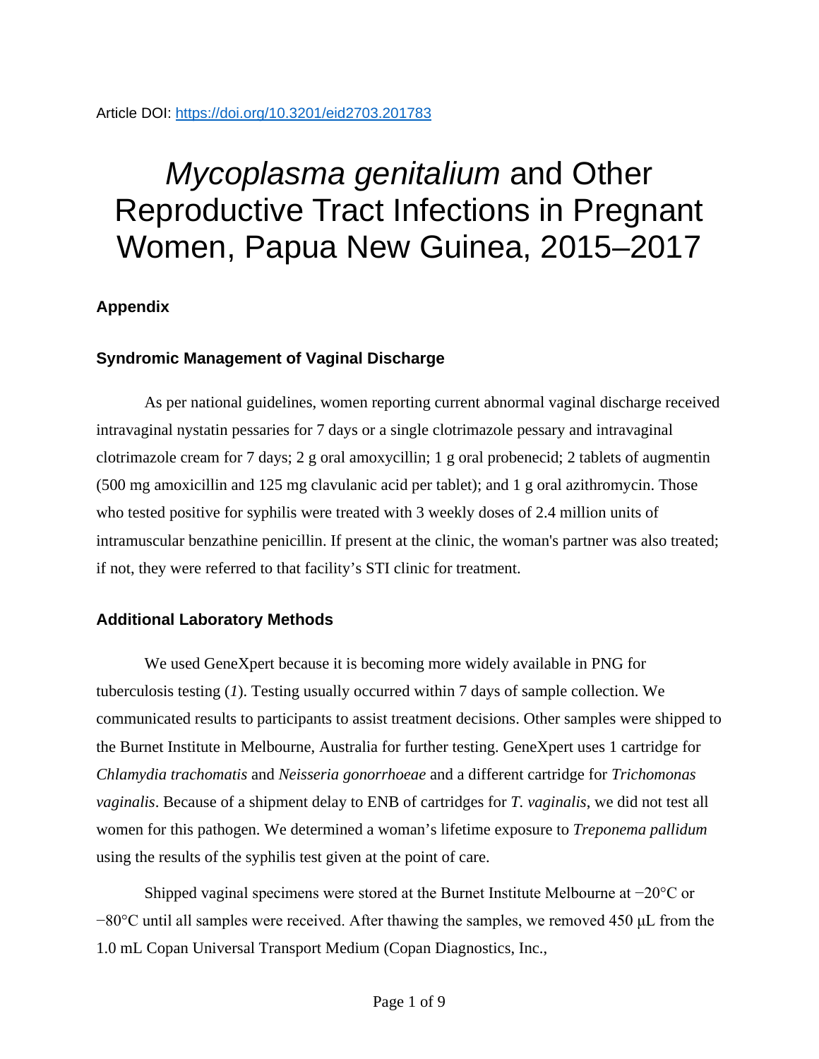Article DOI: https://doi.org/10.3201/eid2703.201783

# *Mycoplasma genitalium* and Other Reproductive Tract Infections in Pregnant Women, Papua New Guinea, 2015–2017

## Appendix

### Syndromic Management of Vaginal Discharge

As per national guidelines, women reporting current abnormal vaginal discharge received intravaginal nystatin pessaries for 7 days or a single clotrimazole pessary and intravaginal clotrimazole cream for 7 days; 2 g oral amoxycillin; 1 g oral probenecid; 2 tablets of augmentin (500 mg amoxicillin and 125 mg clavulanic acid per tablet); and 1 g oral azithromycin. Those who tested positive for syphilis were treated with 3 weekly doses of 2.4 million units of intramuscular benzathine penicillin. If present at the clinic, the woman's partner was also treated; if not, they were referred to that facility's STI clinic for treatment.

### Additional Laboratory Methods

We used GeneXpert because it is becoming more widely available in PNG for tuberculosis testing (*1*). Testing usually occurred within 7 days of sample collection. We communicated results to participants to assist treatment decisions. Other samples were shipped to the Burnet Institute in Melbourne, Australia for further testing. GeneXpert uses 1 cartridge for *Chlamydia trachomatis* and *Neisseria gonorrhoeae* and a different cartridge for *Trichomonas vaginalis*. Because of a shipment delay to ENB of cartridges for *T. vaginalis*, we did not test all women for this pathogen. We determined a woman's lifetime exposure to *Treponema pallidum* using the results of the syphilis test given at the point of care.

Shipped vaginal specimens were stored at the Burnet Institute Melbourne at −20°C or −80°C until all samples were received. After thawing the samples, we removed 450 μL from the 1.0 mL Copan Universal Transport Medium (Copan Diagnostics, Inc.,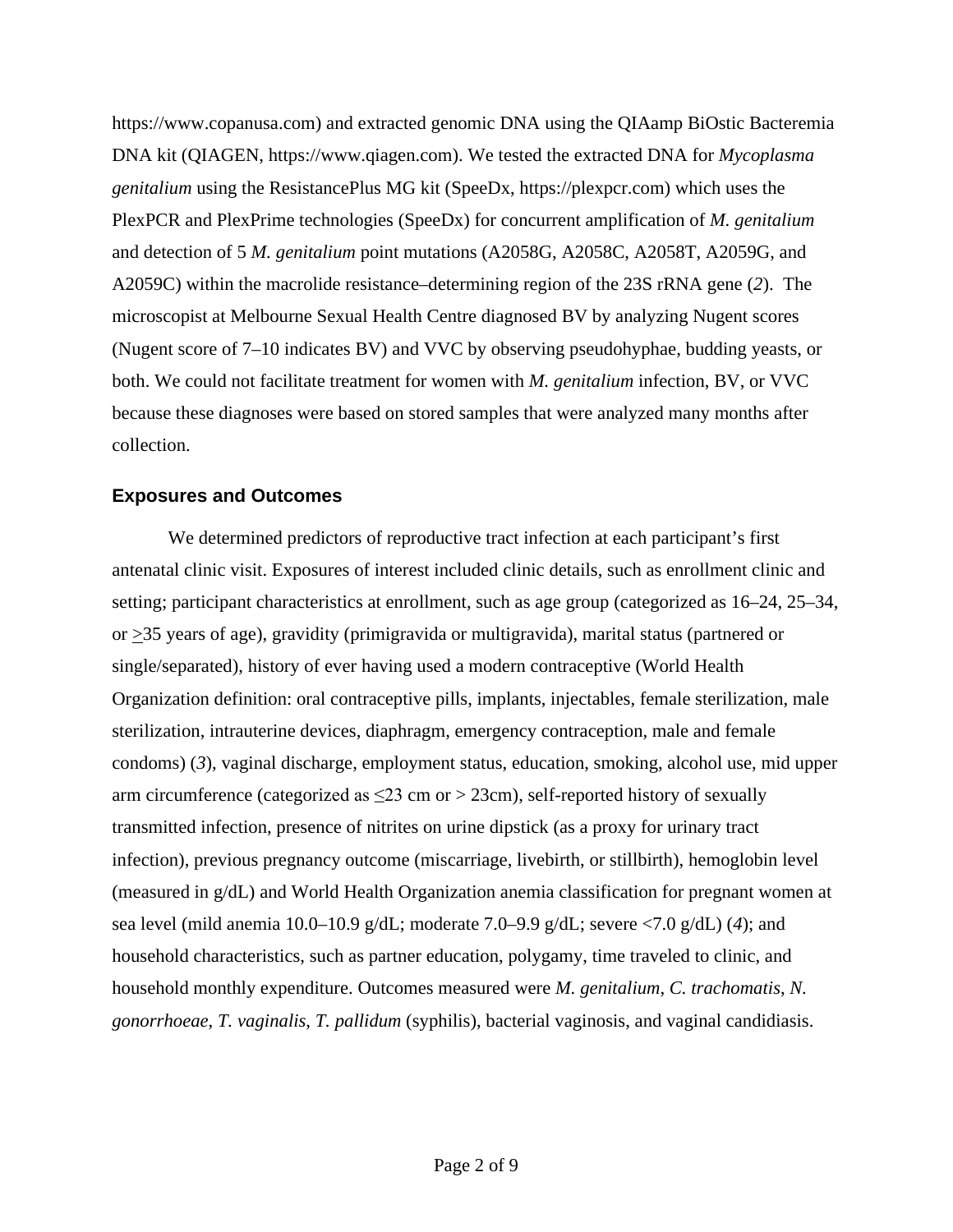https://www.copanusa.com) and extracted genomic DNA using the QIAamp BiOstic Bacteremia DNA kit (QIAGEN, https://www.qiagen.com). We tested the extracted DNA for *Mycoplasma genitalium* using the ResistancePlus MG kit (SpeeDx, https://plexpcr.com) which uses the PlexPCR and PlexPrime technologies (SpeeDx) for concurrent amplification of *M. genitalium* and detection of 5 *M. genitalium* point mutations (A2058G, A2058C, A2058T, A2059G, and A2059C) within the macrolide resistance–determining region of the 23S rRNA gene (*2*). The microscopist at Melbourne Sexual Health Centre diagnosed BV by analyzing Nugent scores (Nugent score of 7–10 indicates BV) and VVC by observing pseudohyphae, budding yeasts, or both. We could not facilitate treatment for women with *M. genitalium* infection, BV, or VVC because these diagnoses were based on stored samples that were analyzed many months after collection.

## Exposures and Outcomes

We determined predictors of reproductive tract infection at each participant's first antenatal clinic visit. Exposures of interest included clinic details, such as enrollment clinic and setting; participant characteristics at enrollment, such as age group (categorized as 16–24, 25–34, or ≥35 years of age), gravidity (primigravida or multigravida), marital status (partnered or single/separated), history of ever having used a modern contraceptive (World Health Organization definition: oral contraceptive pills, implants, injectables, female sterilization, male sterilization, intrauterine devices, diaphragm, emergency contraception, male and female condoms) (*3*), vaginal discharge, employment status, education, smoking, alcohol use, mid upper arm circumference (categorized as ≤23 cm or > 23cm), self-reported history of sexually transmitted infection, presence of nitrites on urine dipstick (as a proxy for urinary tract infection), previous pregnancy outcome (miscarriage, livebirth, or stillbirth), hemoglobin level (measured in g/dL) and World Health Organization anemia classification for pregnant women at sea level (mild anemia 10.0–10.9 g/dL; moderate 7.0–9.9 g/dL; severe <7.0 g/dL) (*4*); and household characteristics, such as partner education, polygamy, time traveled to clinic, and household monthly expenditure. Outcomes measured were *M. genitalium*, *C. trachomatis*, *N. gonorrhoeae*, *T. vaginalis*, *T. pallidum* (syphilis), bacterial vaginosis, and vaginal candidiasis.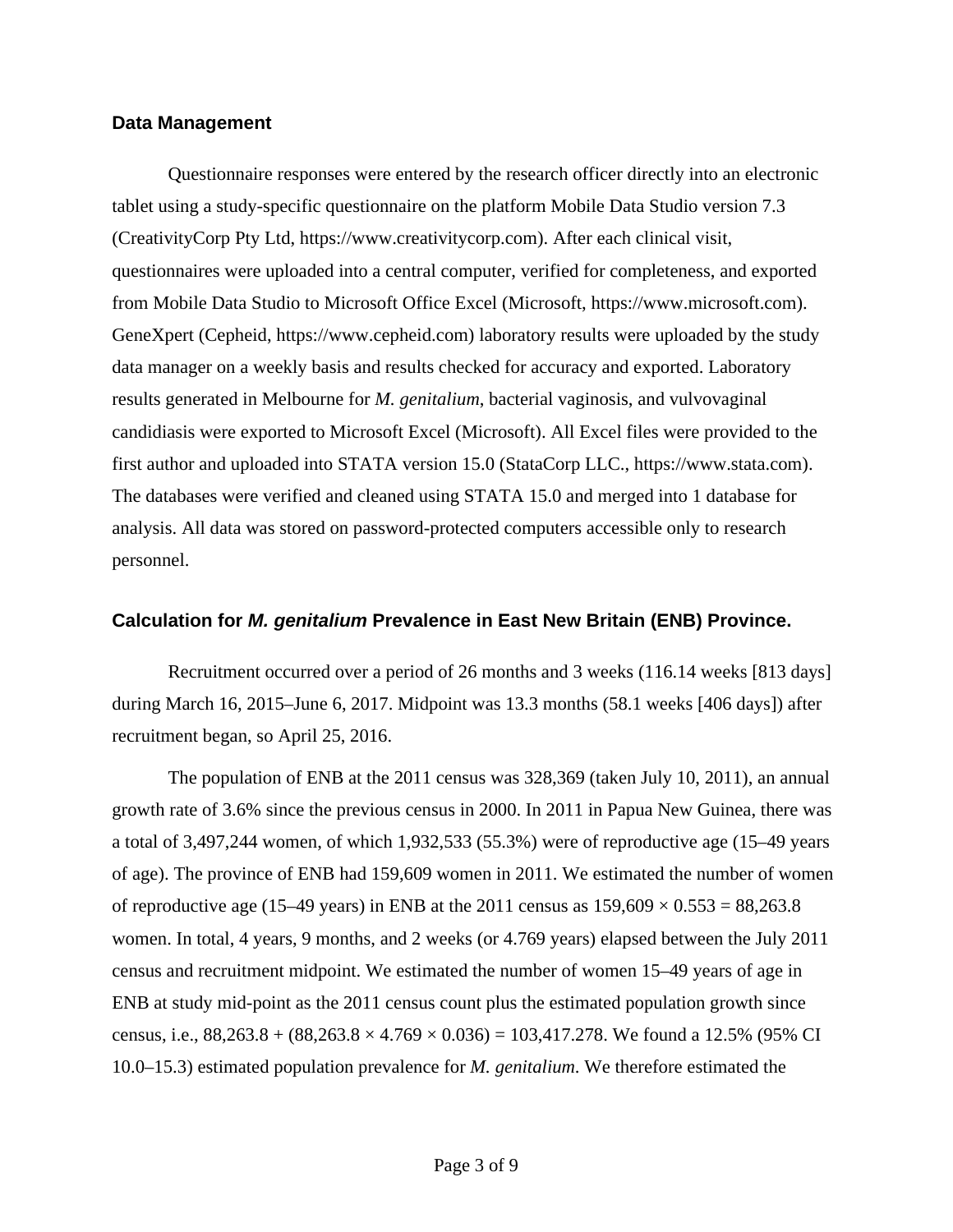### Data Management

Questionnaire responses were entered by the research officer directly into an electronic tablet using a study-specific questionnaire on the platform Mobile Data Studio version 7.3 (CreativityCorp Pty Ltd, https://www.creativitycorp.com). After each clinical visit, questionnaires were uploaded into a central computer, verified for completeness, and exported from Mobile Data Studio to Microsoft Office Excel (Microsoft, https://www.microsoft.com). GeneXpert (Cepheid, https://www.cepheid.com) laboratory results were uploaded by the study data manager on a weekly basis and results checked for accuracy and exported. Laboratory results generated in Melbourne for *M. genitalium*, bacterial vaginosis, and vulvovaginal candidiasis were exported to Microsoft Excel (Microsoft). All Excel files were provided to the first author and uploaded into STATA version 15.0 (StataCorp LLC., https://www.stata.com). The databases were verified and cleaned using STATA 15.0 and merged into 1 database for analysis. All data was stored on password-protected computers accessible only to research personnel.

### Calculation for *M. genitalium* Prevalence in East New Britain (ENB) Province.

Recruitment occurred over a period of 26 months and 3 weeks (116.14 weeks [813 days] during March 16, 2015–June 6, 2017. Midpoint was 13.3 months (58.1 weeks [406 days]) after recruitment began, so April 25, 2016.

The population of ENB at the 2011 census was 328,369 (taken July 10, 2011), an annual growth rate of 3.6% since the previous census in 2000. In 2011 in Papua New Guinea, there was a total of 3,497,244 women, of which 1,932,533 (55.3%) were of reproductive age (15–49 years of age). The province of ENB had 159,609 women in 2011. We estimated the number of women of reproductive age (15–49 years) in ENB at the 2011 census as 159,609 × 0.553 = 88,263.8 women. In total, 4 years, 9 months, and 2 weeks (or 4.769 years) elapsed between the July 2011 census and recruitment midpoint. We estimated the number of women 15–49 years of age in ENB at study mid-point as the 2011 census count plus the estimated population growth since census, i.e., 88,263.8 + (88,263.8 × 4.769 × 0.036) = 103,417.278. We found a 12.5% (95% CI 10.0–15.3) estimated population prevalence for *M. genitalium*. We therefore estimated the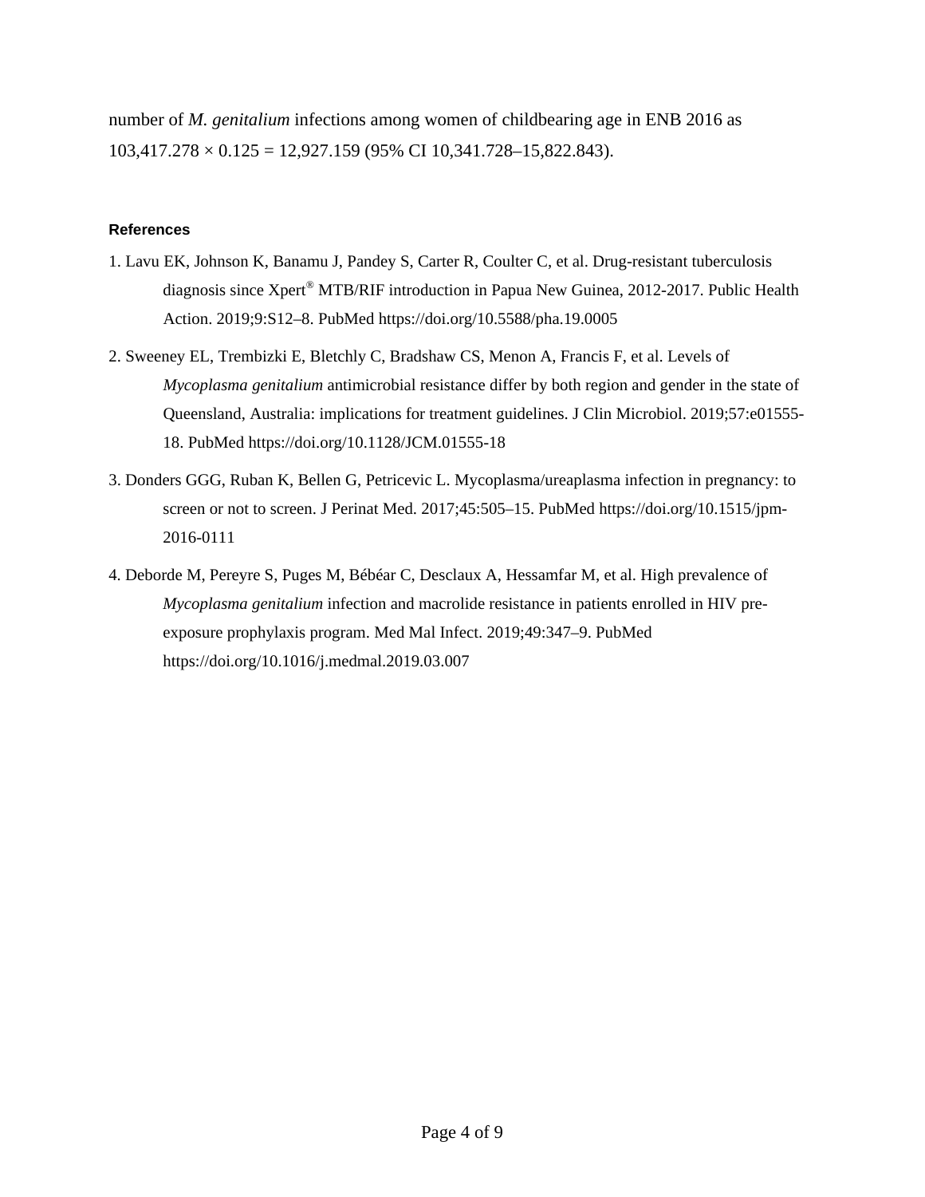number of *M. genitalium* infections among women of childbearing age in ENB 2016 as 103,417.278 × 0.125 = 12,927.159 (95% CI 10,341.728–15,822.843).

**References**

1. Lavu EK, Johnson K, Banamu J, Pandey S, Carter R, Coulter C, et al. Drug-resistant tuberculosis diagnosis since Xpert® MTB/RIF introduction in Papua New Guinea, 2012-2017. Public Health Action. 2019;9:S12–8. PubMed https://doi.org/10.5588/pha.19.0005

2. Sweeney EL, Trembizki E, Bletchly C, Bradshaw CS, Menon A, Francis F, et al. Levels of *Mycoplasma genitalium* antimicrobial resistance differ by both region and gender in the state of Queensland, Australia: implications for treatment guidelines. J Clin Microbiol. 2019;57:e01555-18. PubMed https://doi.org/10.1128/JCM.01555-18

3. Donders GGG, Ruban K, Bellen G, Petricevic L. Mycoplasma/ureaplasma infection in pregnancy: to screen or not to screen. J Perinat Med. 2017;45:505–15. PubMed https://doi.org/10.1515/jpm-2016-0111

4. Deborde M, Pereyre S, Puges M, Bébéar C, Desclaux A, Hessamfar M, et al. High prevalence of *Mycoplasma genitalium* infection and macrolide resistance in patients enrolled in HIV pre-exposure prophylaxis program. Med Mal Infect. 2019;49:347–9. PubMed https://doi.org/10.1016/j.medmal.2019.03.007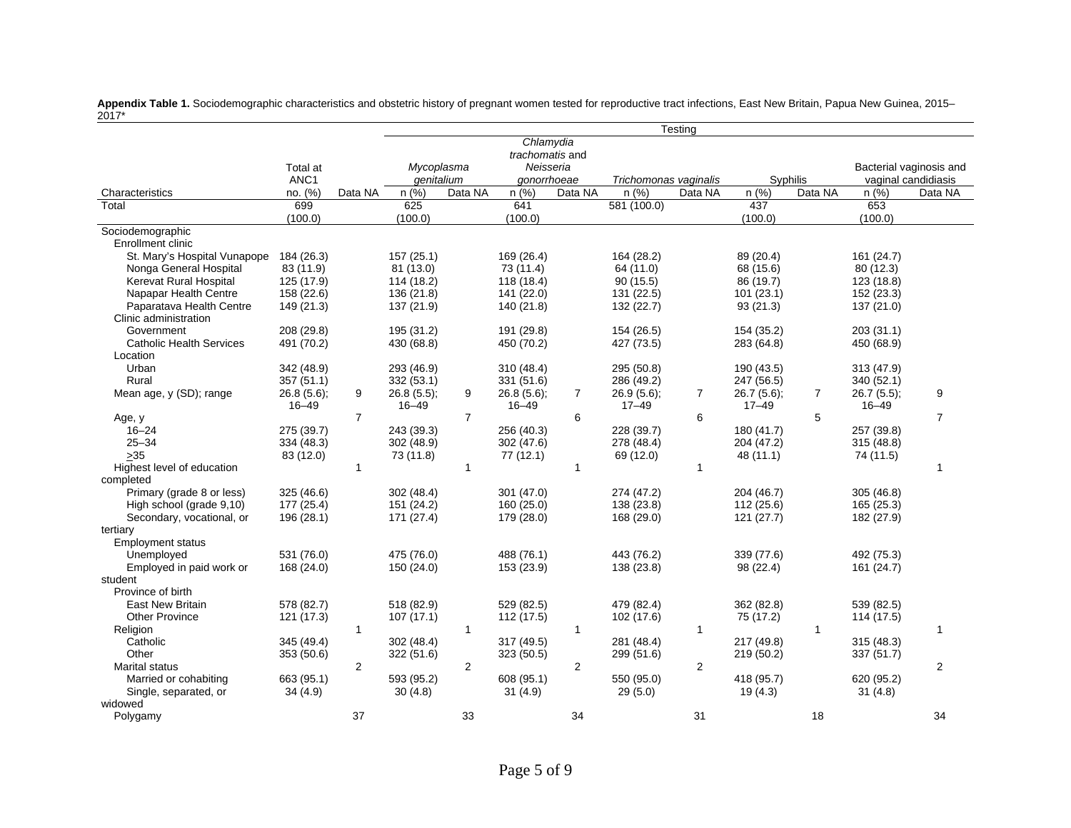**Appendix Table 1.** Sociodemographic characteristics and obstetric history of pregnant women tested for reproductive tract infections, East New Britain, Papua New Guinea, 2015–2017*

| | | | Testing | | | | | | | | | |
|---|---|---|---|---|---|---|---|---|---|---|---|---|
| | Total at ANC1 | | *Mycoplasma genitalium* | | *Chlamydia trachomatis* and *Neisseria gonorrhoeae* | | *Trichomonas vaginalis* | | Syphilis | | Bacterial vaginosis and vaginal candidiasis | |
| Characteristics | no. (%) | Data NA | n (%) | Data NA | n (%) | Data NA | n (%) | Data NA | n (%) | Data NA | n (%) | Data NA |
| Total | 699 (100.0) | | 625 (100.0) | | 641 (100.0) | | 581 (100.0) | | 437 (100.0) | | 653 (100.0) | |
| Sociodemographic | | | | | | | | | | | | |
| Enrollment clinic | | | | | | | | | | | | |
| St. Mary's Hospital Vunapope | 184 (26.3) | | 157 (25.1) | | 169 (26.4) | | 164 (28.2) | | 89 (20.4) | | 161 (24.7) | |
| Nonga General Hospital | 83 (11.9) | | 81 (13.0) | | 73 (11.4) | | 64 (11.0) | | 68 (15.6) | | 80 (12.3) | |
| Kerevat Rural Hospital | 125 (17.9) | | 114 (18.2) | | 118 (18.4) | | 90 (15.5) | | 86 (19.7) | | 123 (18.8) | |
| Napapar Health Centre | 158 (22.6) | | 136 (21.8) | | 141 (22.0) | | 131 (22.5) | | 101 (23.1) | | 152 (23.3) | |
| Paparatava Health Centre | 149 (21.3) | | 137 (21.9) | | 140 (21.8) | | 132 (22.7) | | 93 (21.3) | | 137 (21.0) | |
| Clinic administration | | | | | | | | | | | | |
| Government | 208 (29.8) | | 195 (31.2) | | 191 (29.8) | | 154 (26.5) | | 154 (35.2) | | 203 (31.1) | |
| Catholic Health Services | 491 (70.2) | | 430 (68.8) | | 450 (70.2) | | 427 (73.5) | | 283 (64.8) | | 450 (68.9) | |
| Location | | | | | | | | | | | | |
| Urban | 342 (48.9) | | 293 (46.9) | | 310 (48.4) | | 295 (50.8) | | 190 (43.5) | | 313 (47.9) | |
| Rural | 357 (51.1) | | 332 (53.1) | | 331 (51.6) | | 286 (49.2) | | 247 (56.5) | | 340 (52.1) | |
| Mean age, y (SD); range | 26.8 (5.6); 16–49 | 9 | 26.8 (5.5); 16–49 | 9 | 26.8 (5.6); 16–49 | 7 | 26.9 (5.6); 17–49 | 7 | 26.7 (5.6); 17–49 | 7 | 26.7 (5.5); 16–49 | 9 |
| Age, y | | 7 | | 7 | | 6 | | 6 | | 5 | | 7 |
| 16–24 | 275 (39.7) | | 243 (39.3) | | 256 (40.3) | | 228 (39.7) | | 180 (41.7) | | 257 (39.8) | |
| 25–34 | 334 (48.3) | | 302 (48.9) | | 302 (47.6) | | 278 (48.4) | | 204 (47.2) | | 315 (48.8) | |
| ≥35 | 83 (12.0) | | 73 (11.8) | | 77 (12.1) | | 69 (12.0) | | 48 (11.1) | | 74 (11.5) | |
| Highest level of education completed | | 1 | | 1 | | 1 | | 1 | | | | 1 |
| Primary (grade 8 or less) | 325 (46.6) | | 302 (48.4) | | 301 (47.0) | | 274 (47.2) | | 204 (46.7) | | 305 (46.8) | |
| High school (grade 9,10) | 177 (25.4) | | 151 (24.2) | | 160 (25.0) | | 138 (23.8) | | 112 (25.6) | | 165 (25.3) | |
| Secondary, vocational, or tertiary | 196 (28.1) | | 171 (27.4) | | 179 (28.0) | | 168 (29.0) | | 121 (27.7) | | 182 (27.9) | |
| Employment status | | | | | | | | | | | | |
| Unemployed | 531 (76.0) | | 475 (76.0) | | 488 (76.1) | | 443 (76.2) | | 339 (77.6) | | 492 (75.3) | |
| Employed in paid work or student | 168 (24.0) | | 150 (24.0) | | 153 (23.9) | | 138 (23.8) | | 98 (22.4) | | 161 (24.7) | |
| Province of birth | | | | | | | | | | | | |
| East New Britain | 578 (82.7) | | 518 (82.9) | | 529 (82.5) | | 479 (82.4) | | 362 (82.8) | | 539 (82.5) | |
| Other Province | 121 (17.3) | | 107 (17.1) | | 112 (17.5) | | 102 (17.6) | | 75 (17.2) | | 114 (17.5) | |
| Religion | | 1 | | 1 | | 1 | | 1 | | 1 | | 1 |
| Catholic | 345 (49.4) | | 302 (48.4) | | 317 (49.5) | | 281 (48.4) | | 217 (49.8) | | 315 (48.3) | |
| Other | 353 (50.6) | | 322 (51.6) | | 323 (50.5) | | 299 (51.6) | | 219 (50.2) | | 337 (51.7) | |
| Marital status | | 2 | | 2 | | 2 | | 2 | | | | 2 |
| Married or cohabiting | 663 (95.1) | | 593 (95.2) | | 608 (95.1) | | 550 (95.0) | | 418 (95.7) | | 620 (95.2) | |
| Single, separated, or widowed | 34 (4.9) | | 30 (4.8) | | 31 (4.9) | | 29 (5.0) | | 19 (4.3) | | 31 (4.8) | |
| Polygamy | | 37 | | 33 | | 34 | | 31 | | 18 | | 34 |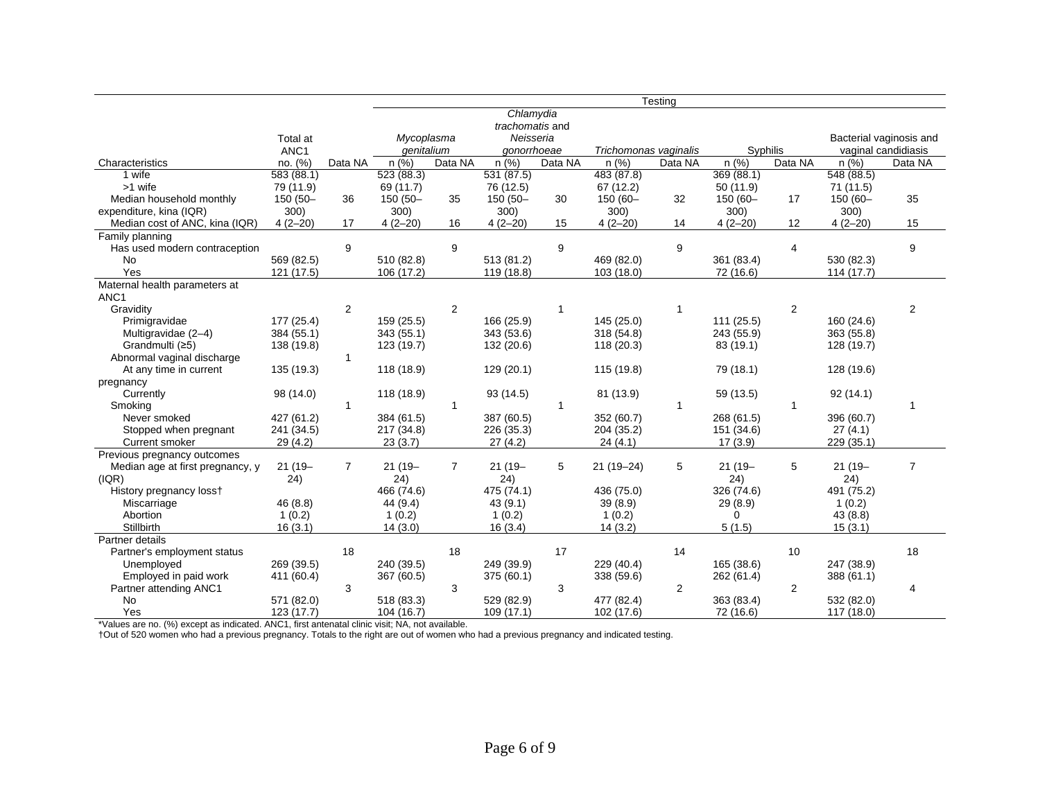| Characteristics | Total at ANC1 no. (%) | Data NA | *Mycoplasma genitalium* n (%) | Data NA | *Chlamydia trachomatis* and *Neisseria gonorrhoeae* n (%) | Data NA | *Trichomonas vaginalis* n (%) | Data NA | Syphilis n (%) | Data NA | Bacterial vaginosis and vaginal candidiasis n (%) | Data NA |
|---|---|---|---|---|---|---|---|---|---|---|---|---|
| 1 wife | 583 (88.1) | | 523 (88.3) | | 531 (87.5) | | 483 (87.8) | | 369 (88.1) | | 548 (88.5) | |
| >1 wife | 79 (11.9) | | 69 (11.7) | | 76 (12.5) | | 67 (12.2) | | 50 (11.9) | | 71 (11.5) | |
| Median household monthly expenditure, kina (IQR) | 150 (50–300) | 36 | 150 (50–300) | 35 | 150 (50–300) | 30 | 150 (60–300) | 32 | 150 (60–300) | 17 | 150 (60–300) | 35 |
| Median cost of ANC, kina (IQR) | 4 (2–20) | 17 | 4 (2–20) | 16 | 4 (2–20) | 15 | 4 (2–20) | 14 | 4 (2–20) | 12 | 4 (2–20) | 15 |
| Family planning | | | | | | | | | | | | |
| Has used modern contraception | | 9 | | 9 | | 9 | | 9 | | 4 | | 9 |
| No | 569 (82.5) | | 510 (82.8) | | 513 (81.2) | | 469 (82.0) | | 361 (83.4) | | 530 (82.3) | |
| Yes | 121 (17.5) | | 106 (17.2) | | 119 (18.8) | | 103 (18.0) | | 72 (16.6) | | 114 (17.7) | |
| Maternal health parameters at ANC1 | | | | | | | | | | | | |
| Gravidity | | 2 | | 2 | | 1 | | 1 | | 2 | | 2 |
| Primigravidae | 177 (25.4) | | 159 (25.5) | | 166 (25.9) | | 145 (25.0) | | 111 (25.5) | | 160 (24.6) | |
| Multigravidae (2–4) | 384 (55.1) | | 343 (55.1) | | 343 (53.6) | | 318 (54.8) | | 243 (55.9) | | 363 (55.8) | |
| Grandmulti (≥5) | 138 (19.8) | | 123 (19.7) | | 132 (20.6) | | 118 (20.3) | | 83 (19.1) | | 128 (19.7) | |
| Abnormal vaginal discharge | | 1 | | | | | | | | | | |
| At any time in current pregnancy | 135 (19.3) | | 118 (18.9) | | 129 (20.1) | | 115 (19.8) | | 79 (18.1) | | 128 (19.6) | |
| Currently | 98 (14.0) | | 118 (18.9) | | 93 (14.5) | | 81 (13.9) | | 59 (13.5) | | 92 (14.1) | |
| Smoking | | 1 | | 1 | | 1 | | 1 | | 1 | | 1 |
| Never smoked | 427 (61.2) | | 384 (61.5) | | 387 (60.5) | | 352 (60.7) | | 268 (61.5) | | 396 (60.7) | |
| Stopped when pregnant | 241 (34.5) | | 217 (34.8) | | 226 (35.3) | | 204 (35.2) | | 151 (34.6) | | 27 (4.1) | |
| Current smoker | 29 (4.2) | | 23 (3.7) | | 27 (4.2) | | 24 (4.1) | | 17 (3.9) | | 229 (35.1) | |
| Previous pregnancy outcomes | | | | | | | | | | | | |
| Median age at first pregnancy, y (IQR) | 21 (19–24) | 7 | 21 (19–24) | 7 | 21 (19–24) | 5 | 21 (19–24) | 5 | 21 (19–24) | 5 | 21 (19–24) | 7 |
| History pregnancy loss† | | | 466 (74.6) | | 475 (74.1) | | 436 (75.0) | | 326 (74.6) | | 491 (75.2) | |
| Miscarriage | 46 (8.8) | | 44 (9.4) | | 43 (9.1) | | 39 (8.9) | | 29 (8.9) | | 1 (0.2) | |
| Abortion | 1 (0.2) | | 1 (0.2) | | 1 (0.2) | | 1 (0.2) | | 0 | | 43 (8.8) | |
| Stillbirth | 16 (3.1) | | 14 (3.0) | | 16 (3.4) | | 14 (3.2) | | 5 (1.5) | | 15 (3.1) | |
| Partner details | | | | | | | | | | | | |
| Partner's employment status | | 18 | | 18 | | 17 | | 14 | | 10 | | 18 |
| Unemployed | 269 (39.5) | | 240 (39.5) | | 249 (39.9) | | 229 (40.4) | | 165 (38.6) | | 247 (38.9) | |
| Employed in paid work | 411 (60.4) | | 367 (60.5) | | 375 (60.1) | | 338 (59.6) | | 262 (61.4) | | 388 (61.1) | |
| Partner attending ANC1 | | 3 | | 3 | | 3 | | 2 | | 2 | | 4 |
| No | 571 (82.0) | | 518 (83.3) | | 529 (82.9) | | 477 (82.4) | | 363 (83.4) | | 532 (82.0) | |
| Yes | 123 (17.7) | | 104 (16.7) | | 109 (17.1) | | 102 (17.6) | | 72 (16.6) | | 117 (18.0) | |

*Values are no. (%) except as indicated. ANC1, first antenatal clinic visit; NA, not available.

†Out of 520 women who had a previous pregnancy. Totals to the right are out of women who had a previous pregnancy and indicated testing.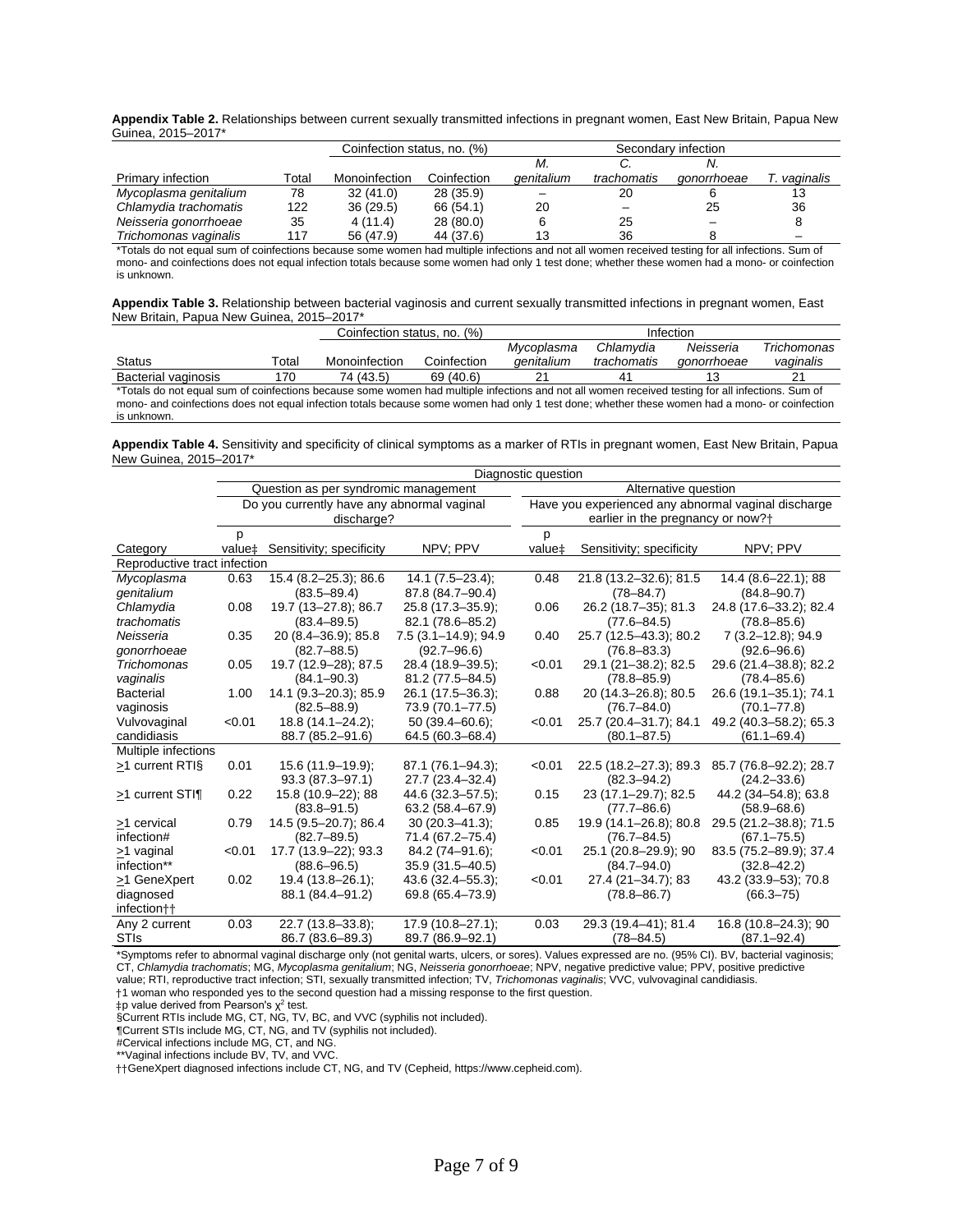**Appendix Table 2.** Relationships between current sexually transmitted infections in pregnant women, East New Britain, Papua New Guinea, 2015–2017*

| Primary infection | Total | Coinfection status, no. (%) | | Secondary infection | | | |
|---|---|---|---|---|---|---|---|
| | | Monoinfection | Coinfection | *M. genitalium* | *C. trachomatis* | *N. gonorrhoeae* | *T. vaginalis* |
| *Mycoplasma genitalium* | 78 | 32 (41.0) | 28 (35.9) | – | 20 | 6 | 13 |
| *Chlamydia trachomatis* | 122 | 36 (29.5) | 66 (54.1) | 20 | – | 25 | 36 |
| *Neisseria gonorrhoeae* | 35 | 4 (11.4) | 28 (80.0) | 6 | 25 | – | 8 |
| *Trichomonas vaginalis* | 117 | 56 (47.9) | 44 (37.6) | 13 | 36 | 8 | – |

*Totals do not equal sum of coinfections because some women had multiple infections and not all women received testing for all infections. Sum of mono- and coinfections does not equal infection totals because some women had only 1 test done; whether these women had a mono- or coinfection is unknown.

**Appendix Table 3.** Relationship between bacterial vaginosis and current sexually transmitted infections in pregnant women, East New Britain, Papua New Guinea, 2015–2017*

| Status | Total | Coinfection status, no. (%) | | Infection | | | |
|---|---|---|---|---|---|---|---|
| | | Monoinfection | Coinfection | *Mycoplasma genitalium* | *Chlamydia trachomatis* | *Neisseria gonorrhoeae* | *Trichomonas vaginalis* |
| Bacterial vaginosis | 170 | 74 (43.5) | 69 (40.6) | 21 | 41 | 13 | 21 |

*Totals do not equal sum of coinfections because some women had multiple infections and not all women received testing for all infections. Sum of mono- and coinfections does not equal infection totals because some women had only 1 test done; whether these women had a mono- or coinfection is unknown.

**Appendix Table 4.** Sensitivity and specificity of clinical symptoms as a marker of RTIs in pregnant women, East New Britain, Papua New Guinea, 2015–2017*

| Category | Diagnostic question: Question as per syndromic management — Do you currently have any abnormal vaginal discharge? | | | Alternative question — Have you experienced any abnormal vaginal discharge earlier in the pregnancy or now?† | | |
|---|---|---|---|---|---|---|
| | p value‡ | Sensitivity; specificity | NPV; PPV | p value‡ | Sensitivity; specificity | NPV; PPV |
| **Reproductive tract infection** | | | | | | |
| *Mycoplasma genitalium* | 0.63 | 15.4 (8.2–25.3); 86.6 (83.5–89.4) | 14.1 (7.5–23.4); 87.8 (84.7–90.4) | 0.48 | 21.8 (13.2–32.6); 81.5 (78–84.7) | 14.4 (8.6–22.1); 88 (84.8–90.7) |
| *Chlamydia trachomatis* | 0.08 | 19.7 (13–27.8); 86.7 (83.4–89.5) | 25.8 (17.3–35.9); 82.1 (78.6–85.2) | 0.06 | 26.2 (18.7–35); 81.3 (77.6–84.5) | 24.8 (17.6–33.2); 82.4 (78.8–85.6) |
| *Neisseria gonorrhoeae* | 0.35 | 20 (8.4–36.9); 85.8 (82.7–88.5) | 7.5 (3.1–14.9); 94.9 (92.7–96.6) | 0.40 | 25.7 (12.5–43.3); 80.2 (76.8–83.3) | 7 (3.2–12.8); 94.9 (92.6–96.6) |
| *Trichomonas vaginalis* | 0.05 | 19.7 (12.9–28); 87.5 (84.1–90.3) | 28.4 (18.9–39.5); 81.2 (77.5–84.5) | <0.01 | 29.1 (21–38.2); 82.5 (78.8–85.9) | 29.6 (21.4–38.8); 82.2 (78.4–85.6) |
| Bacterial vaginosis | 1.00 | 14.1 (9.3–20.3); 85.9 (82.5–88.9) | 26.1 (17.5–36.3); 73.9 (70.1–77.5) | 0.88 | 20 (14.3–26.8); 80.5 (76.7–84.0) | 26.6 (19.1–35.1); 74.1 (70.1–77.8) |
| Vulvovaginal candidiasis | <0.01 | 18.8 (14.1–24.2); 88.7 (85.2–91.6) | 50 (39.4–60.6); 64.5 (60.3–68.4) | <0.01 | 25.7 (20.4–31.7); 84.1 (80.1–87.5) | 49.2 (40.3–58.2); 65.3 (61.1–69.4) |
| **Multiple infections** | | | | | | |
| ≥1 current RTI§ | 0.01 | 15.6 (11.9–19.9); 93.3 (87.3–97.1) | 87.1 (76.1–94.3); 27.7 (23.4–32.4) | <0.01 | 22.5 (18.2–27.3); 89.3 (82.3–94.2) | 85.7 (76.8–92.2); 28.7 (24.2–33.6) |
| ≥1 current STI¶ | 0.22 | 15.8 (10.9–22); 88 (83.8–91.5) | 44.6 (32.3–57.5); 63.2 (58.4–67.9) | 0.15 | 23 (17.1–29.7); 82.5 (77.7–86.6) | 44.2 (34–54.8); 63.8 (58.9–68.6) |
| ≥1 cervical infection# | 0.79 | 14.5 (9.5–20.7); 86.4 (82.7–89.5) | 30 (20.3–41.3); 71.4 (67.2–75.4) | 0.85 | 19.9 (14.1–26.8); 80.8 (76.7–84.5) | 29.5 (21.2–38.8); 71.5 (67.1–75.5) |
| ≥1 vaginal infection** | <0.01 | 17.7 (13.9–22); 93.3 (88.6–96.5) | 84.2 (74–91.6); 35.9 (31.5–40.5) | <0.01 | 25.1 (20.8–29.9); 90 (84.7–94.0) | 83.5 (75.2–89.9); 37.4 (32.8–42.2) |
| ≥1 GeneXpert diagnosed infection†† | 0.02 | 19.4 (13.8–26.1); 88.1 (84.4–91.2) | 43.6 (32.4–55.3); 69.8 (65.4–73.9) | <0.01 | 27.4 (21–34.7); 83 (78.8–86.7) | 43.2 (33.9–53); 70.8 (66.3–75) |
| Any 2 current STIs | 0.03 | 22.7 (13.8–33.8); 86.7 (83.6–89.3) | 17.9 (10.8–27.1); 89.7 (86.9–92.1) | 0.03 | 29.3 (19.4–41); 81.4 (78–84.5) | 16.8 (10.8–24.3); 90 (87.1–92.4) |

*Symptoms refer to abnormal vaginal discharge only (not genital warts, ulcers, or sores). Values expressed are no. (95% CI). BV, bacterial vaginosis; CT, *Chlamydia trachomatis*; MG, *Mycoplasma genitalium*; NG, *Neisseria gonorrhoeae*; NPV, negative predictive value; PPV, positive predictive value; RTI, reproductive tract infection; STI, sexually transmitted infection; TV, *Trichomonas vaginalis*; VVC, vulvovaginal candidiasis.
†1 woman who responded yes to the second question had a missing response to the first question.
‡p value derived from Pearson's $\chi^2$ test.
§Current RTIs include MG, CT, NG, TV, BC, and VVC (syphilis not included).
¶Current STIs include MG, CT, NG, and TV (syphilis not included).
#Cervical infections include MG, CT, and NG.
**Vaginal infections include BV, TV, and VVC.
††GeneXpert diagnosed infections include CT, NG, and TV (Cepheid, https://www.cepheid.com).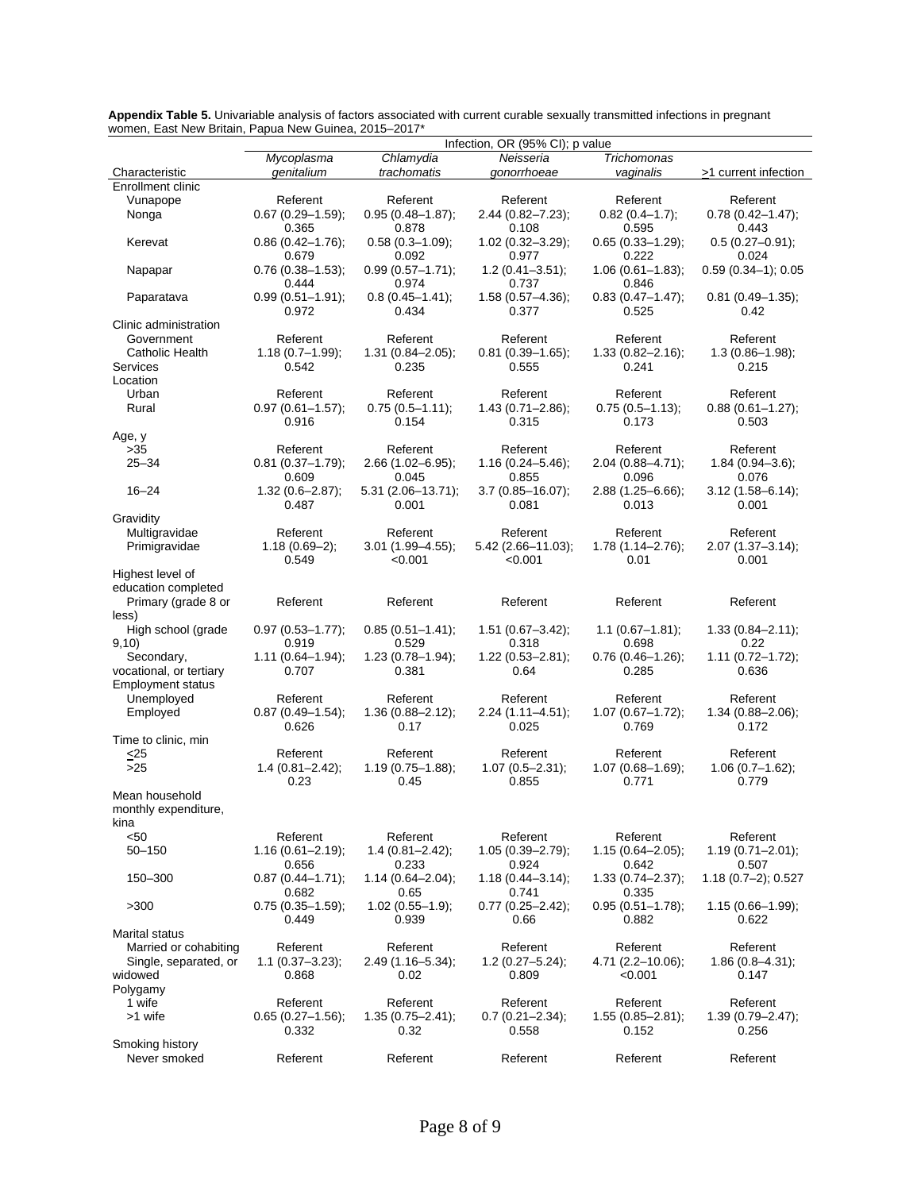**Appendix Table 5.** Univariable analysis of factors associated with current curable sexually transmitted infections in pregnant women, East New Britain, Papua New Guinea, 2015–2017*

| Characteristic | Infection, OR (95% CI); p value | | | | |
|---|---|---|---|---|---|
| | *Mycoplasma genitalium* | *Chlamydia trachomatis* | *Neisseria gonorrhoeae* | *Trichomonas vaginalis* | >1 current infection |
| Enrollment clinic | | | | | |
| Vunapope | Referent | Referent | Referent | Referent | Referent |
| Nonga | 0.67 (0.29–1.59); 0.365 | 0.95 (0.48–1.87); 0.878 | 2.44 (0.82–7.23); 0.108 | 0.82 (0.4–1.7); 0.595 | 0.78 (0.42–1.47); 0.443 |
| Kerevat | 0.86 (0.42–1.76); 0.679 | 0.58 (0.3–1.09); 0.092 | 1.02 (0.32–3.29); 0.977 | 0.65 (0.33–1.29); 0.222 | 0.5 (0.27–0.91); 0.024 |
| Napapar | 0.76 (0.38–1.53); 0.444 | 0.99 (0.57–1.71); 0.974 | 1.2 (0.41–3.51); 0.737 | 1.06 (0.61–1.83); 0.846 | 0.59 (0.34–1); 0.05 |
| Paparatava | 0.99 (0.51–1.91); 0.972 | 0.8 (0.45–1.41); 0.434 | 1.58 (0.57–4.36); 0.377 | 0.83 (0.47–1.47); 0.525 | 0.81 (0.49–1.35); 0.42 |
| Clinic administration | | | | | |
| Government | Referent | Referent | Referent | Referent | Referent |
| Catholic Health Services | 1.18 (0.7–1.99); 0.542 | 1.31 (0.84–2.05); 0.235 | 0.81 (0.39–1.65); 0.555 | 1.33 (0.82–2.16); 0.241 | 1.3 (0.86–1.98); 0.215 |
| Location | | | | | |
| Urban | Referent | Referent | Referent | Referent | Referent |
| Rural | 0.97 (0.61–1.57); 0.916 | 0.75 (0.5–1.11); 0.154 | 1.43 (0.71–2.86); 0.315 | 0.75 (0.5–1.13); 0.173 | 0.88 (0.61–1.27); 0.503 |
| Age, y | | | | | |
| >35 | Referent | Referent | Referent | Referent | Referent |
| 25–34 | 0.81 (0.37–1.79); 0.609 | 2.66 (1.02–6.95); 0.045 | 1.16 (0.24–5.46); 0.855 | 2.04 (0.88–4.71); 0.096 | 1.84 (0.94–3.6); 0.076 |
| 16–24 | 1.32 (0.6–2.87); 0.487 | 5.31 (2.06–13.71); 0.001 | 3.7 (0.85–16.07); 0.081 | 2.88 (1.25–6.66); 0.013 | 3.12 (1.58–6.14); 0.001 |
| Gravidity | | | | | |
| Multigravidae | Referent | Referent | Referent | Referent | Referent |
| Primigravidae | 1.18 (0.69–2); 0.549 | 3.01 (1.99–4.55); <0.001 | 5.42 (2.66–11.03); <0.001 | 1.78 (1.14–2.76); 0.01 | 2.07 (1.37–3.14); 0.001 |
| Highest level of education completed | | | | | |
| Primary (grade 8 or less) | Referent | Referent | Referent | Referent | Referent |
| High school (grade 9,10) | 0.97 (0.53–1.77); 0.919 | 0.85 (0.51–1.41); 0.529 | 1.51 (0.67–3.42); 0.318 | 1.1 (0.67–1.81); 0.698 | 1.33 (0.84–2.11); 0.22 |
| Secondary, vocational, or tertiary | 1.11 (0.64–1.94); 0.707 | 1.23 (0.78–1.94); 0.381 | 1.22 (0.53–2.81); 0.64 | 0.76 (0.46–1.26); 0.285 | 1.11 (0.72–1.72); 0.636 |
| Employment status | | | | | |
| Unemployed | Referent | Referent | Referent | Referent | Referent |
| Employed | 0.87 (0.49–1.54); 0.626 | 1.36 (0.88–2.12); 0.17 | 2.24 (1.11–4.51); 0.025 | 1.07 (0.67–1.72); 0.769 | 1.34 (0.88–2.06); 0.172 |
| Time to clinic, min | | | | | |
| ≤25 | Referent | Referent | Referent | Referent | Referent |
| >25 | 1.4 (0.81–2.42); 0.23 | 1.19 (0.75–1.88); 0.45 | 1.07 (0.5–2.31); 0.855 | 1.07 (0.68–1.69); 0.771 | 1.06 (0.7–1.62); 0.779 |
| Mean household monthly expenditure, kina | | | | | |
| <50 | Referent | Referent | Referent | Referent | Referent |
| 50–150 | 1.16 (0.61–2.19); 0.656 | 1.4 (0.81–2.42); 0.233 | 1.05 (0.39–2.79); 0.924 | 1.15 (0.64–2.05); 0.642 | 1.19 (0.71–2.01); 0.507 |
| 150–300 | 0.87 (0.44–1.71); 0.682 | 1.14 (0.64–2.04); 0.65 | 1.18 (0.44–3.14); 0.741 | 1.33 (0.74–2.37); 0.335 | 1.18 (0.7–2); 0.527 |
| >300 | 0.75 (0.35–1.59); 0.449 | 1.02 (0.55–1.9); 0.939 | 0.77 (0.25–2.42); 0.66 | 0.95 (0.51–1.78); 0.882 | 1.15 (0.66–1.99); 0.622 |
| Marital status | | | | | |
| Married or cohabiting | Referent | Referent | Referent | Referent | Referent |
| Single, separated, or widowed | 1.1 (0.37–3.23); 0.868 | 2.49 (1.16–5.34); 0.02 | 1.2 (0.27–5.24); 0.809 | 4.71 (2.2–10.06); <0.001 | 1.86 (0.8–4.31); 0.147 |
| Polygamy | | | | | |
| 1 wife | Referent | Referent | Referent | Referent | Referent |
| >1 wife | 0.65 (0.27–1.56); 0.332 | 1.35 (0.75–2.41); 0.32 | 0.7 (0.21–2.34); 0.558 | 1.55 (0.85–2.81); 0.152 | 1.39 (0.79–2.47); 0.256 |
| Smoking history | | | | | |
| Never smoked | Referent | Referent | Referent | Referent | Referent |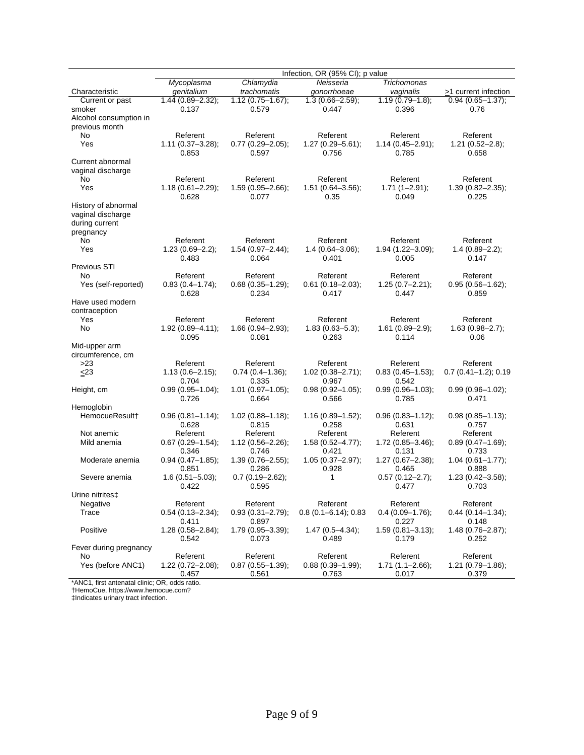| Characteristic | Infection, OR (95% CI); p value | | | | |
|---|---|---|---|---|---|
| | *Mycoplasma genitalium* | *Chlamydia trachomatis* | *Neisseria gonorrhoeae* | *Trichomonas vaginalis* | ≥1 current infection |
| Current or past smoker | 1.44 (0.89–2.32); 0.137 | 1.12 (0.75–1.67); 0.579 | 1.3 (0.66–2.59); 0.447 | 1.19 (0.79–1.8); 0.396 | 0.94 (0.65–1.37); 0.76 |
| Alcohol consumption in previous month | | | | | |
| No | Referent | Referent | Referent | Referent | Referent |
| Yes | 1.11 (0.37–3.28); 0.853 | 0.77 (0.29–2.05); 0.597 | 1.27 (0.29–5.61); 0.756 | 1.14 (0.45–2.91); 0.785 | 1.21 (0.52–2.8); 0.658 |
| Current abnormal vaginal discharge | | | | | |
| No | Referent | Referent | Referent | Referent | Referent |
| Yes | 1.18 (0.61–2.29); 0.628 | 1.59 (0.95–2.66); 0.077 | 1.51 (0.64–3.56); 0.35 | 1.71 (1–2.91); 0.049 | 1.39 (0.82–2.35); 0.225 |
| History of abnormal vaginal discharge during current pregnancy | | | | | |
| No | Referent | Referent | Referent | Referent | Referent |
| Yes | 1.23 (0.69–2.2); 0.483 | 1.54 (0.97–2.44); 0.064 | 1.4 (0.64–3.06); 0.401 | 1.94 (1.22–3.09); 0.005 | 1.4 (0.89–2.2); 0.147 |
| Previous STI | | | | | |
| No | Referent | Referent | Referent | Referent | Referent |
| Yes (self-reported) | 0.83 (0.4–1.74); 0.628 | 0.68 (0.35–1.29); 0.234 | 0.61 (0.18–2.03); 0.417 | 1.25 (0.7–2.21); 0.447 | 0.95 (0.56–1.62); 0.859 |
| Have used modern contraception | | | | | |
| Yes | Referent | Referent | Referent | Referent | Referent |
| No | 1.92 (0.89–4.11); 0.095 | 1.66 (0.94–2.93); 0.081 | 1.83 (0.63–5.3); 0.263 | 1.61 (0.89–2.9); 0.114 | 1.63 (0.98–2.7); 0.06 |
| Mid-upper arm circumference, cm | | | | | |
| >23 | Referent | Referent | Referent | Referent | Referent |
| ≤23 | 1.13 (0.6–2.15); 0.704 | 0.74 (0.4–1.36); 0.335 | 1.02 (0.38–2.71); 0.967 | 0.83 (0.45–1.53); 0.542 | 0.7 (0.41–1.2); 0.19 |
| Height, cm | 0.99 (0.95–1.04); 0.726 | 1.01 (0.97–1.05); 0.664 | 0.98 (0.92–1.05); 0.566 | 0.99 (0.96–1.03); 0.785 | 0.99 (0.96–1.02); 0.471 |
| Hemoglobin | | | | | |
| HemocueResult† | 0.96 (0.81–1.14); 0.628 | 1.02 (0.88–1.18); 0.815 | 1.16 (0.89–1.52); 0.258 | 0.96 (0.83–1.12); 0.631 | 0.98 (0.85–1.13); 0.757 |
| Not anemic | Referent | Referent | Referent | Referent | Referent |
| Mild anemia | 0.67 (0.29–1.54); 0.346 | 1.12 (0.56–2.26); 0.746 | 1.58 (0.52–4.77); 0.421 | 1.72 (0.85–3.46); 0.131 | 0.89 (0.47–1.69); 0.733 |
| Moderate anemia | 0.94 (0.47–1.85); 0.851 | 1.39 (0.76–2.55); 0.286 | 1.05 (0.37–2.97); 0.928 | 1.27 (0.67–2.38); 0.465 | 1.04 (0.61–1.77); 0.888 |
| Severe anemia | 1.6 (0.51–5.03); 0.422 | 0.7 (0.19–2.62); 0.595 | 1 | 0.57 (0.12–2.7); 0.477 | 1.23 (0.42–3.58); 0.703 |
| Urine nitrites‡ | | | | | |
| Negative | Referent | Referent | Referent | Referent | Referent |
| Trace | 0.54 (0.13–2.34); 0.411 | 0.93 (0.31–2.79); 0.897 | 0.8 (0.1–6.14); 0.83 | 0.4 (0.09–1.76); 0.227 | 0.44 (0.14–1.34); 0.148 |
| Positive | 1.28 (0.58–2.84); 0.542 | 1.79 (0.95–3.39); 0.073 | 1.47 (0.5–4.34); 0.489 | 1.59 (0.81–3.13); 0.179 | 1.48 (0.76–2.87); 0.252 |
| Fever during pregnancy | | | | | |
| No | Referent | Referent | Referent | Referent | Referent |
| Yes (before ANC1) | 1.22 (0.72–2.08); 0.457 | 0.87 (0.55–1.39); 0.561 | 0.88 (0.39–1.99); 0.763 | 1.71 (1.1–2.66); 0.017 | 1.21 (0.79–1.86); 0.379 |

*ANC1, first antenatal clinic; OR, odds ratio.
†HemoCue, https://www.hemocue.com?
‡Indicates urinary tract infection.